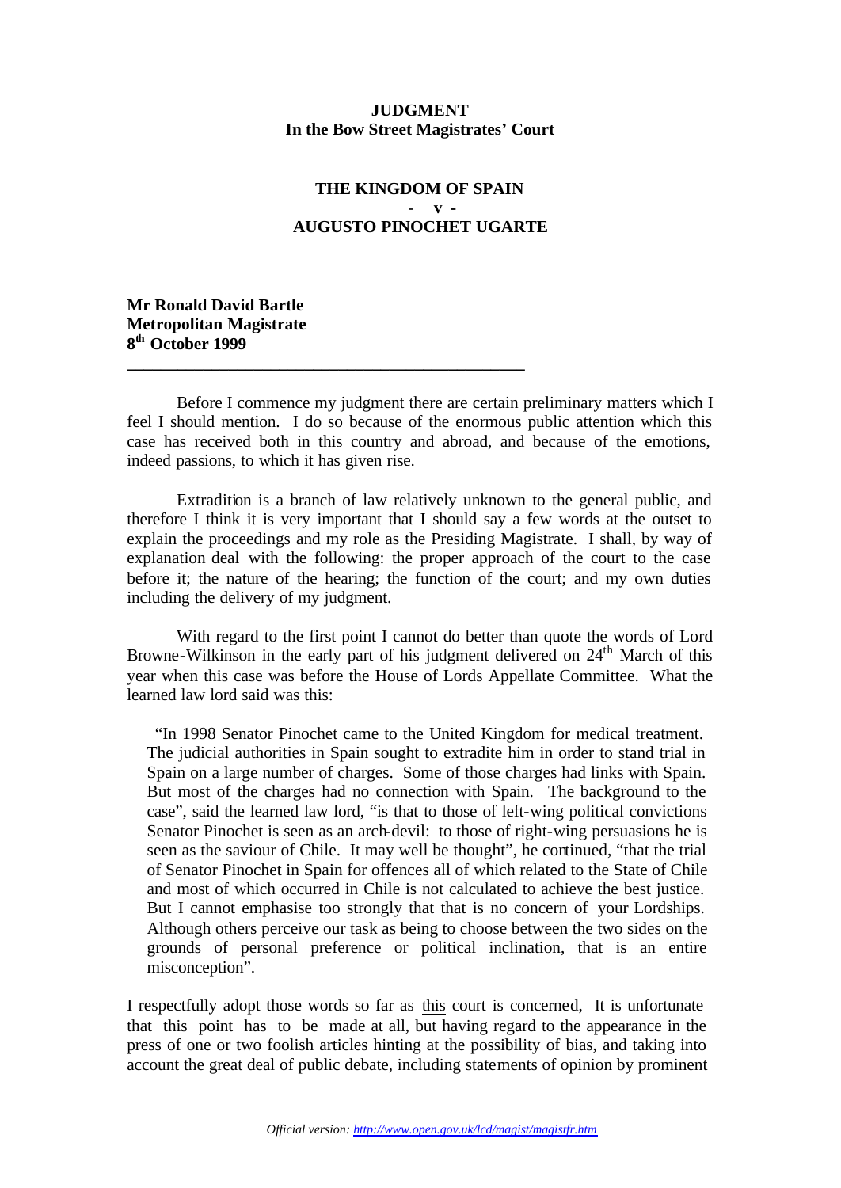**JUDGMENT**
**In the Bow Street Magistrates' Court**

**THE KINGDOM OF SPAIN**
**- v -**
**AUGUSTO PINOCHET UGARTE**

**Mr Ronald David Bartle**
**Metropolitan Magistrate**
**8th October 1999**

---

Before I commence my judgment there are certain preliminary matters which I feel I should mention. I do so because of the enormous public attention which this case has received both in this country and abroad, and because of the emotions, indeed passions, to which it has given rise.

Extradition is a branch of law relatively unknown to the general public, and therefore I think it is very important that I should say a few words at the outset to explain the proceedings and my role as the Presiding Magistrate. I shall, by way of explanation deal with the following: the proper approach of the court to the case before it; the nature of the hearing; the function of the court; and my own duties including the delivery of my judgment.

With regard to the first point I cannot do better than quote the words of Lord Browne-Wilkinson in the early part of his judgment delivered on 24th March of this year when this case was before the House of Lords Appellate Committee. What the learned law lord said was this:

> "In 1998 Senator Pinochet came to the United Kingdom for medical treatment. The judicial authorities in Spain sought to extradite him in order to stand trial in Spain on a large number of charges. Some of those charges had links with Spain. But most of the charges had no connection with Spain. The background to the case", said the learned law lord, "is that to those of left-wing political convictions Senator Pinochet is seen as an arch-devil: to those of right-wing persuasions he is seen as the saviour of Chile. It may well be thought", he continued, "that the trial of Senator Pinochet in Spain for offences all of which related to the State of Chile and most of which occurred in Chile is not calculated to achieve the best justice. But I cannot emphasise too strongly that that is no concern of your Lordships. Although others perceive our task as being to choose between the two sides on the grounds of personal preference or political inclination, that is an entire misconception".

I respectfully adopt those words so far as this court is concerned, It is unfortunate that this point has to be made at all, but having regard to the appearance in the press of one or two foolish articles hinting at the possibility of bias, and taking into account the great deal of public debate, including statements of opinion by prominent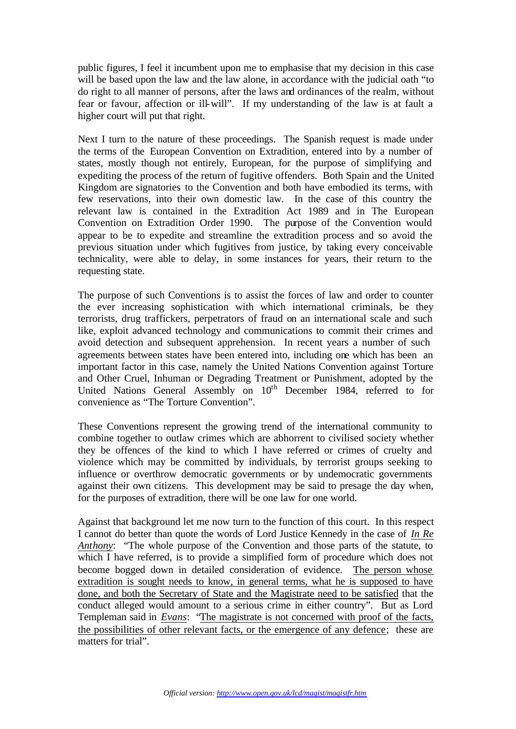public figures, I feel it incumbent upon me to emphasise that my decision in this case will be based upon the law and the law alone, in accordance with the judicial oath "to do right to all manner of persons, after the laws and ordinances of the realm, without fear or favour, affection or ill-will". If my understanding of the law is at fault a higher court will put that right.

Next I turn to the nature of these proceedings. The Spanish request is made under the terms of the European Convention on Extradition, entered into by a number of states, mostly though not entirely, European, for the purpose of simplifying and expediting the process of the return of fugitive offenders. Both Spain and the United Kingdom are signatories to the Convention and both have embodied its terms, with few reservations, into their own domestic law. In the case of this country the relevant law is contained in the Extradition Act 1989 and in The European Convention on Extradition Order 1990. The purpose of the Convention would appear to be to expedite and streamline the extradition process and so avoid the previous situation under which fugitives from justice, by taking every conceivable technicality, were able to delay, in some instances for years, their return to the requesting state.

The purpose of such Conventions is to assist the forces of law and order to counter the ever increasing sophistication with which international criminals, be they terrorists, drug traffickers, perpetrators of fraud on an international scale and such like, exploit advanced technology and communications to commit their crimes and avoid detection and subsequent apprehension. In recent years a number of such agreements between states have been entered into, including one which has been an important factor in this case, namely the United Nations Convention against Torture and Other Cruel, Inhuman or Degrading Treatment or Punishment, adopted by the United Nations General Assembly on 10th December 1984, referred to for convenience as "The Torture Convention".

These Conventions represent the growing trend of the international community to combine together to outlaw crimes which are abhorrent to civilised society whether they be offences of the kind to which I have referred or crimes of cruelty and violence which may be committed by individuals, by terrorist groups seeking to influence or overthrow democratic governments or by undemocratic governments against their own citizens. This development may be said to presage the day when, for the purposes of extradition, there will be one law for one world.

Against that background let me now turn to the function of this court. In this respect I cannot do better than quote the words of Lord Justice Kennedy in the case of *In Re Anthony*: "The whole purpose of the Convention and those parts of the statute, to which I have referred, is to provide a simplified form of procedure which does not become bogged down in detailed consideration of evidence. The person whose extradition is sought needs to know, in general terms, what he is supposed to have done, and both the Secretary of State and the Magistrate need to be satisfied that the conduct alleged would amount to a serious crime in either country". But as Lord Templeman said in *Evans*: "The magistrate is not concerned with proof of the facts, the possibilities of other relevant facts, or the emergence of any defence; these are matters for trial".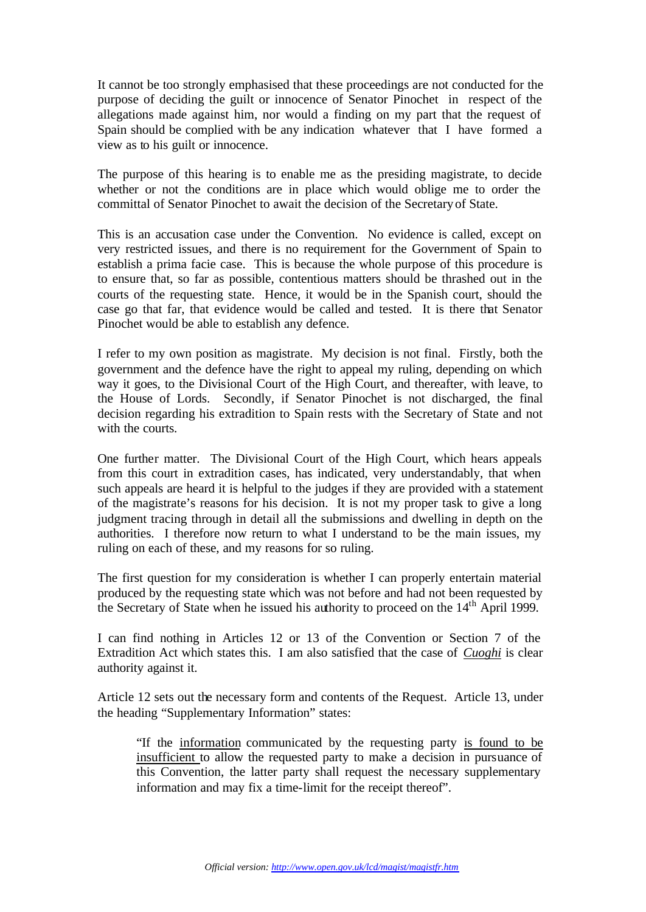It cannot be too strongly emphasised that these proceedings are not conducted for the purpose of deciding the guilt or innocence of Senator Pinochet in respect of the allegations made against him, nor would a finding on my part that the request of Spain should be complied with be any indication whatever that I have formed a view as to his guilt or innocence.

The purpose of this hearing is to enable me as the presiding magistrate, to decide whether or not the conditions are in place which would oblige me to order the committal of Senator Pinochet to await the decision of the Secretary of State.

This is an accusation case under the Convention. No evidence is called, except on very restricted issues, and there is no requirement for the Government of Spain to establish a prima facie case. This is because the whole purpose of this procedure is to ensure that, so far as possible, contentious matters should be thrashed out in the courts of the requesting state. Hence, it would be in the Spanish court, should the case go that far, that evidence would be called and tested. It is there that Senator Pinochet would be able to establish any defence.

I refer to my own position as magistrate. My decision is not final. Firstly, both the government and the defence have the right to appeal my ruling, depending on which way it goes, to the Divisional Court of the High Court, and thereafter, with leave, to the House of Lords. Secondly, if Senator Pinochet is not discharged, the final decision regarding his extradition to Spain rests with the Secretary of State and not with the courts.

One further matter. The Divisional Court of the High Court, which hears appeals from this court in extradition cases, has indicated, very understandably, that when such appeals are heard it is helpful to the judges if they are provided with a statement of the magistrate's reasons for his decision. It is not my proper task to give a long judgment tracing through in detail all the submissions and dwelling in depth on the authorities. I therefore now return to what I understand to be the main issues, my ruling on each of these, and my reasons for so ruling.

The first question for my consideration is whether I can properly entertain material produced by the requesting state which was not before and had not been requested by the Secretary of State when he issued his authority to proceed on the 14th April 1999.

I can find nothing in Articles 12 or 13 of the Convention or Section 7 of the Extradition Act which states this. I am also satisfied that the case of *Cuoghi* is clear authority against it.

Article 12 sets out the necessary form and contents of the Request. Article 13, under the heading "Supplementary Information" states:

> "If the information communicated by the requesting party is found to be insufficient to allow the requested party to make a decision in pursuance of this Convention, the latter party shall request the necessary supplementary information and may fix a time-limit for the receipt thereof".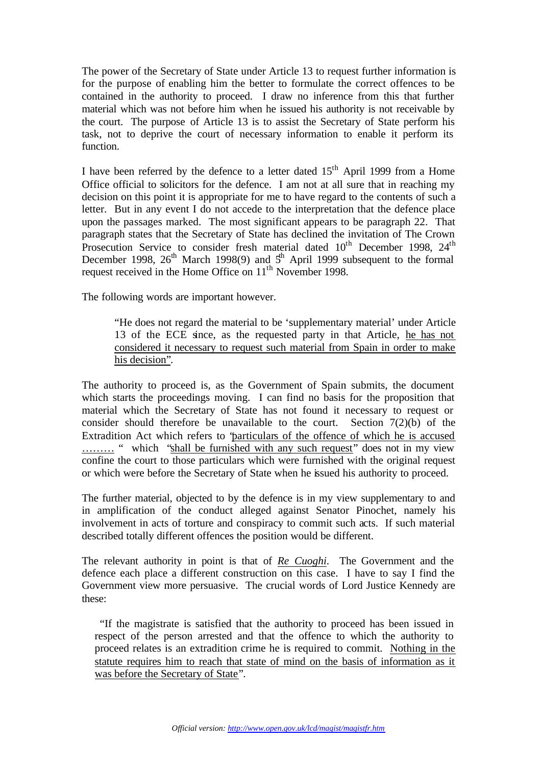The power of the Secretary of State under Article 13 to request further information is for the purpose of enabling him the better to formulate the correct offences to be contained in the authority to proceed. I draw no inference from this that further material which was not before him when he issued his authority is not receivable by the court. The purpose of Article 13 is to assist the Secretary of State perform his task, not to deprive the court of necessary information to enable it perform its function.

I have been referred by the defence to a letter dated 15th April 1999 from a Home Office official to solicitors for the defence. I am not at all sure that in reaching my decision on this point it is appropriate for me to have regard to the contents of such a letter. But in any event I do not accede to the interpretation that the defence place upon the passages marked. The most significant appears to be paragraph 22. That paragraph states that the Secretary of State has declined the invitation of The Crown Prosecution Service to consider fresh material dated 10th December 1998, 24th December 1998, 26th March 1998(9) and 5th April 1999 subsequent to the formal request received in the Home Office on 11th November 1998.

The following words are important however.

> "He does not regard the material to be 'supplementary material' under Article 13 of the ECE since, as the requested party in that Article, <u>he has not considered it necessary to request such material from Spain in order to make his decision</u>".

The authority to proceed is, as the Government of Spain submits, the document which starts the proceedings moving. I can find no basis for the proposition that material which the Secretary of State has not found it necessary to request or consider should therefore be unavailable to the court. Section 7(2)(b) of the Extradition Act which refers to "<u>particulars of the offence of which he is accused ………</u> " which "<u>shall be furnished with any such request</u>" does not in my view confine the court to those particulars which were furnished with the original request or which were before the Secretary of State when he issued his authority to proceed.

The further material, objected to by the defence is in my view supplementary to and in amplification of the conduct alleged against Senator Pinochet, namely his involvement in acts of torture and conspiracy to commit such acts. If such material described totally different offences the position would be different.

The relevant authority in point is that of <u>*Re Cuoghi*</u>. The Government and the defence each place a different construction on this case. I have to say I find the Government view more persuasive. The crucial words of Lord Justice Kennedy are these:

> "If the magistrate is satisfied that the authority to proceed has been issued in respect of the person arrested and that the offence to which the authority to proceed relates is an extradition crime he is required to commit. <u>Nothing in the statute requires him to reach that state of mind on the basis of information as it was before the Secretary of State</u>".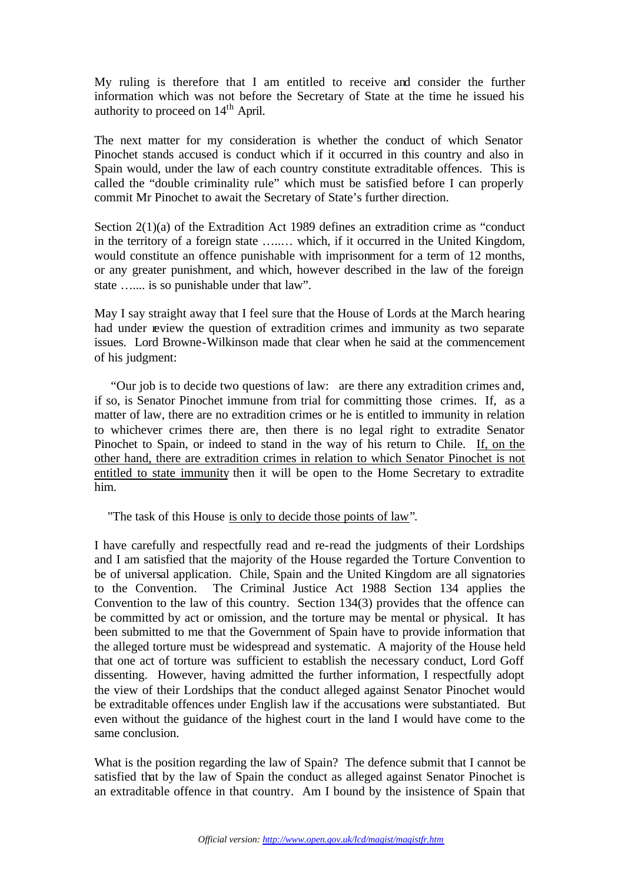My ruling is therefore that I am entitled to receive and consider the further information which was not before the Secretary of State at the time he issued his authority to proceed on 14[th] April.

The next matter for my consideration is whether the conduct of which Senator Pinochet stands accused is conduct which if it occurred in this country and also in Spain would, under the law of each country constitute extraditable offences. This is called the "double criminality rule" which must be satisfied before I can properly commit Mr Pinochet to await the Secretary of State's further direction.

Section 2(1)(a) of the Extradition Act 1989 defines an extradition crime as "conduct in the territory of a foreign state …..… which, if it occurred in the United Kingdom, would constitute an offence punishable with imprisonment for a term of 12 months, or any greater punishment, and which, however described in the law of the foreign state ….... is so punishable under that law".

May I say straight away that I feel sure that the House of Lords at the March hearing had under review the question of extradition crimes and immunity as two separate issues. Lord Browne-Wilkinson made that clear when he said at the commencement of his judgment:

> "Our job is to decide two questions of law: are there any extradition crimes and, if so, is Senator Pinochet immune from trial for committing those crimes. If, as a matter of law, there are no extradition crimes or he is entitled to immunity in relation to whichever crimes there are, then there is no legal right to extradite Senator Pinochet to Spain, or indeed to stand in the way of his return to Chile. <u>If, on the other hand, there are extradition crimes in relation to which Senator Pinochet is not entitled to state immunity</u> then it will be open to the Home Secretary to extradite him.
>
> "The task of this House <u>is only to decide those points of law</u>".

I have carefully and respectfully read and re-read the judgments of their Lordships and I am satisfied that the majority of the House regarded the Torture Convention to be of universal application. Chile, Spain and the United Kingdom are all signatories to the Convention. The Criminal Justice Act 1988 Section 134 applies the Convention to the law of this country. Section 134(3) provides that the offence can be committed by act or omission, and the torture may be mental or physical. It has been submitted to me that the Government of Spain have to provide information that the alleged torture must be widespread and systematic. A majority of the House held that one act of torture was sufficient to establish the necessary conduct, Lord Goff dissenting. However, having admitted the further information, I respectfully adopt the view of their Lordships that the conduct alleged against Senator Pinochet would be extraditable offences under English law if the accusations were substantiated. But even without the guidance of the highest court in the land I would have come to the same conclusion.

What is the position regarding the law of Spain? The defence submit that I cannot be satisfied that by the law of Spain the conduct as alleged against Senator Pinochet is an extraditable offence in that country. Am I bound by the insistence of Spain that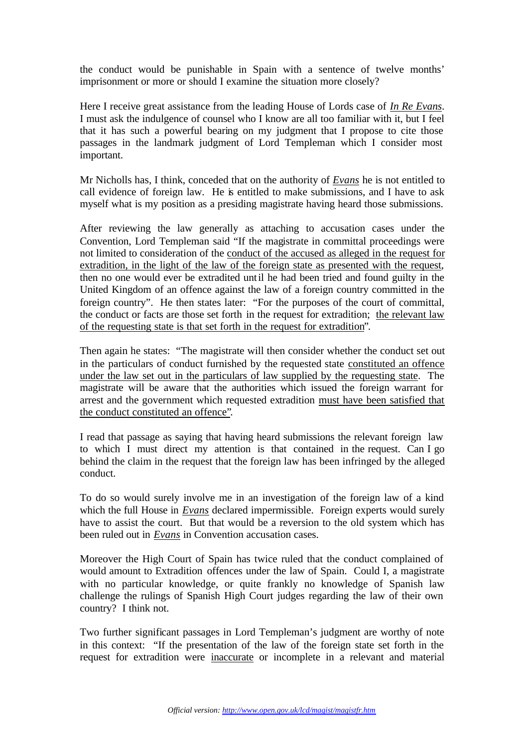the conduct would be punishable in Spain with a sentence of twelve months' imprisonment or more or should I examine the situation more closely?

Here I receive great assistance from the leading House of Lords case of ***In Re Evans***. I must ask the indulgence of counsel who I know are all too familiar with it, but I feel that it has such a powerful bearing on my judgment that I propose to cite those passages in the landmark judgment of Lord Templeman which I consider most important.

Mr Nicholls has, I think, conceded that on the authority of ***Evans*** he is not entitled to call evidence of foreign law. He is entitled to make submissions, and I have to ask myself what is my position as a presiding magistrate having heard those submissions.

After reviewing the law generally as attaching to accusation cases under the Convention, Lord Templeman said "If the magistrate in committal proceedings were not limited to consideration of the <u>conduct of the accused as alleged in the request for extradition, in the light of the law of the foreign state as presented with the request</u>, then no one would ever be extradited until he had been tried and found guilty in the United Kingdom of an offence against the law of a foreign country committed in the foreign country". He then states later: "For the purposes of the court of committal, the conduct or facts are those set forth in the request for extradition; <u>the relevant law of the requesting state is that set forth in the request for extradition</u>".

Then again he states: "The magistrate will then consider whether the conduct set out in the particulars of conduct furnished by the requested state <u>constituted an offence under the law set out in the particulars of law supplied by the requesting state</u>. The magistrate will be aware that the authorities which issued the foreign warrant for arrest and the government which requested extradition <u>must have been satisfied that the conduct constituted an offence</u>".

I read that passage as saying that having heard submissions the relevant foreign law to which I must direct my attention is that contained in the request. Can I go behind the claim in the request that the foreign law has been infringed by the alleged conduct.

To do so would surely involve me in an investigation of the foreign law of a kind which the full House in ***Evans*** declared impermissible. Foreign experts would surely have to assist the court. But that would be a reversion to the old system which has been ruled out in ***Evans*** in Convention accusation cases.

Moreover the High Court of Spain has twice ruled that the conduct complained of would amount to Extradition offences under the law of Spain. Could I, a magistrate with no particular knowledge, or quite frankly no knowledge of Spanish law challenge the rulings of Spanish High Court judges regarding the law of their own country? I think not.

Two further significant passages in Lord Templeman's judgment are worthy of note in this context: "If the presentation of the law of the foreign state set forth in the request for extradition were <u>inaccurate</u> or incomplete in a relevant and material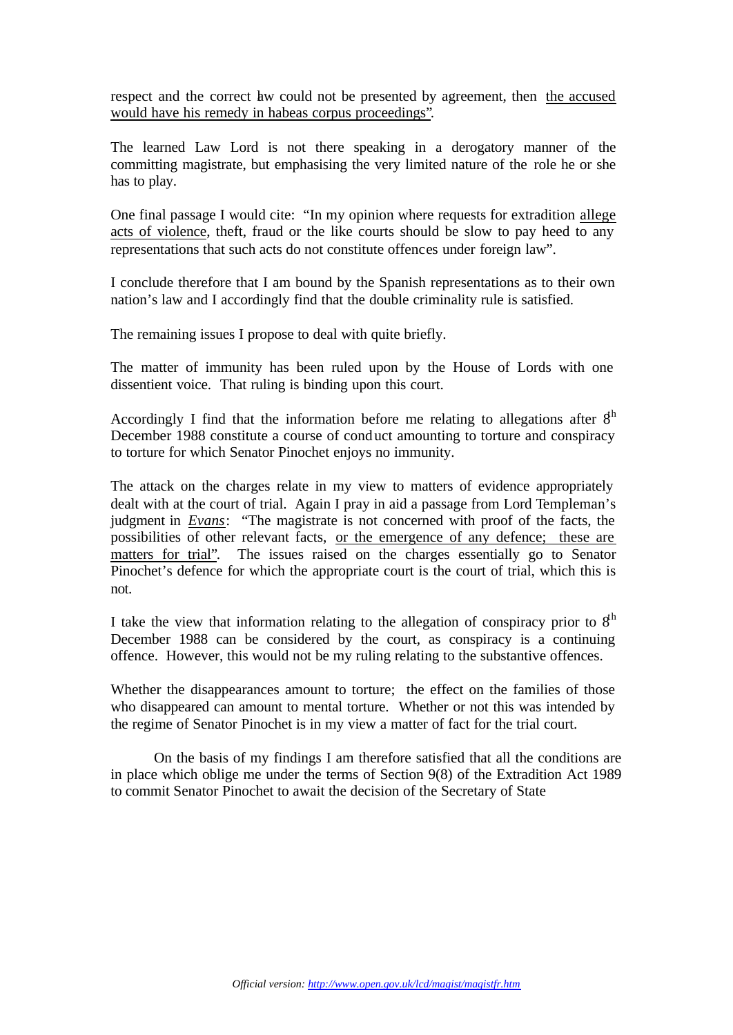respect and the correct law could not be presented by agreement, then <u>the accused would have his remedy in habeas corpus proceedings</u>".

The learned Law Lord is not there speaking in a derogatory manner of the committing magistrate, but emphasising the very limited nature of the role he or she has to play.

One final passage I would cite: "In my opinion where requests for extradition <u>allege acts of violence</u>, theft, fraud or the like courts should be slow to pay heed to any representations that such acts do not constitute offences under foreign law".

I conclude therefore that I am bound by the Spanish representations as to their own nation's law and I accordingly find that the double criminality rule is satisfied.

The remaining issues I propose to deal with quite briefly.

The matter of immunity has been ruled upon by the House of Lords with one dissentient voice. That ruling is binding upon this court.

Accordingly I find that the information before me relating to allegations after 8th December 1988 constitute a course of conduct amounting to torture and conspiracy to torture for which Senator Pinochet enjoys no immunity.

The attack on the charges relate in my view to matters of evidence appropriately dealt with at the court of trial. Again I pray in aid a passage from Lord Templeman's judgment in ***<u>Evans</u>***: "The magistrate is not concerned with proof of the facts, the possibilities of other relevant facts, <u>or the emergence of any defence; these are matters for trial</u>". The issues raised on the charges essentially go to Senator Pinochet's defence for which the appropriate court is the court of trial, which this is not.

I take the view that information relating to the allegation of conspiracy prior to 8th December 1988 can be considered by the court, as conspiracy is a continuing offence. However, this would not be my ruling relating to the substantive offences.

Whether the disappearances amount to torture; the effect on the families of those who disappeared can amount to mental torture. Whether or not this was intended by the regime of Senator Pinochet is in my view a matter of fact for the trial court.

On the basis of my findings I am therefore satisfied that all the conditions are in place which oblige me under the terms of Section 9(8) of the Extradition Act 1989 to commit Senator Pinochet to await the decision of the Secretary of State

*Official version: http://www.open.gov.uk/lcd/magist/magistfr.htm*